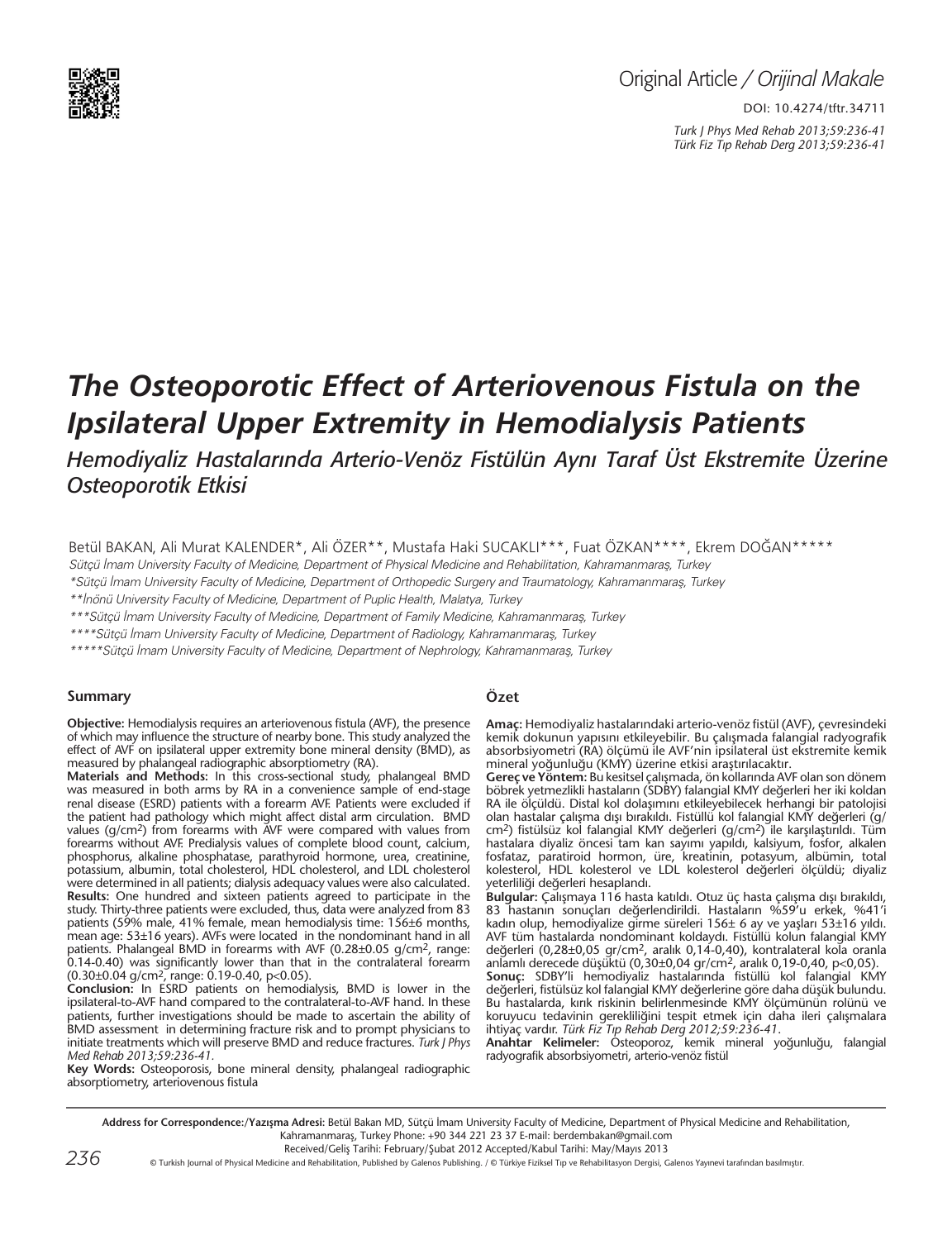Original Article / *Orijinal Makale*

DOI: 10.4274/tftr.34711

# The Osteoporotic Effect of Arteriovenous Fistula on the Ipsilateral Upper Extremity in Hemodialysis Patients

## *Hemodiyaliz Hastalarında Arterio-Venöz Fistülün Aynı Taraf Üst Ekstremite Üzerine Osteoporotik Etkisi*

Betül BAKAN, Ali Murat KALENDER*, Ali ÖZER**, Mustafa Haki SUCAKLI***, Fuat ÖZKAN****, Ekrem DOĞAN*****

*Sütçü İmam University Faculty of Medicine, Department of Physical Medicine and Rehabilitation, Kahramanmaraş, Turkey*

**Sütçü İmam University Faculty of Medicine, Department of Orthopedic Surgery and Traumatology, Kahramanmaraş, Turkey*

***İnönü University Faculty of Medicine, Department of Puplic Health, Malatya, Turkey*

****Sütçü İmam University Faculty of Medicine, Department of Family Medicine, Kahramanmaraş, Turkey*

*****Sütçü İmam University Faculty of Medicine, Department of Radiology, Kahramanmaraş, Turkey*

******Sütçü İmam University Faculty of Medicine, Department of Nephrology, Kahramanmaraş, Turkey*

### Summary

**Objective:** Hemodialysis requires an arteriovenous fistula (AVF), the presence of which may influence the structure of nearby bone. This study analyzed the effect of AVF on ipsilateral upper extremity bone mineral density (BMD), as measured by phalangeal radiographic absorptiometry (RA).

**Materials and Methods:** In this cross-sectional study, phalangeal BMD was measured in both arms by RA in a convenience sample of end-stage renal disease (ESRD) patients with a forearm AVF. Patients were excluded if the patient had pathology which might affect distal arm circulation. BMD values ($g/cm^2$) from forearms with AVF were compared with values from forearms without AVF. Predialysis values of complete blood count, calcium, phosphorus, alkaline phosphatase, parathyroid hormone, urea, creatinine, potassium, albumin, total cholesterol, HDL cholesterol, and LDL cholesterol were determined in all patients; dialysis adequacy values were also calculated.

**Results:** One hundred and sixteen patients agreed to participate in the study. Thirty-three patients were excluded, thus, data were analyzed from 83 patients (59% male, 41% female, mean hemodialysis time: 156±6 months, mean age: 53±16 years). AVFs were located in the nondominant hand in all patients. Phalangeal BMD in forearms with AVF (0.28±0.05 $g/cm^2$, range: 0.14-0.40) was significantly lower than that in the contralateral forearm (0.30±0.04 $g/cm^2$, range: 0.19-0.40, $p<0.05$).

**Conclusion:** In ESRD patients on hemodialysis, BMD is lower in the ipsilateral-to-AVF hand compared to the contralateral-to-AVF hand. In these patients, further investigations should be made to ascertain the ability of BMD assessment in determining fracture risk and to prompt physicians to initiate treatments which will preserve BMD and reduce fractures. *Turk J Phys Med Rehab 2013;59:236-41.*

**Key Words:** Osteoporosis, bone mineral density, phalangeal radiographic absorptiometry, arteriovenous fistula

### Özet

**Amaç:** Hemodiyaliz hastalarındaki arterio-venöz fistül (AVF), çevresindeki kemik dokunun yapısını etkileyebilir. Bu çalışmada falangial radyografik absorbsiyometri (RA) ölçümü ile AVF'nin ipsilateral üst ekstremite kemik mineral yoğunluğu (KMY) üzerine etkisi araştırılacaktır.

**Gereç ve Yöntem:** Bu kesitsel çalışmada, ön kollarında AVF olan son dönem böbrek yetmezlikli hastaların (SDBY) falangial KMY değerleri her iki koldan RA ile ölçüldü. Distal kol dolaşımını etkileyebilecek herhangi bir patolojisi olan hastalar çalışma dışı bırakıldı. Fistüllü kol falangial KMY değerleri ($g/cm^2$) fistülsüz kol falangial KMY değerleri ($g/cm^2$) ile karşılaştırıldı. Tüm hastalara diyaliz öncesi tam kan sayımı yapıldı, kalsiyum, fosfor, alkalen fosfataz, paratiroid hormon, üre, kreatinin, potasyum, albümin, total kolesterol, HDL kolesterol ve LDL kolesterol değerleri ölçüldü; diyaliz yeterliliği değerleri hesaplandı.

**Bulgular:** Çalışmaya 116 hasta katıldı. Otuz üç hasta çalışma dışı bırakıldı, 83 hastanın sonuçları değerlendirildi. Hastaların %59'u erkek, %41'i kadın olup, hemodiyalize girme süreleri 156± 6 ay ve yaşları 53±16 yıldı. AVF tüm hastalarda nondominant koldaydı. Fistüllü kolun falangial KMY değerleri (0,28±0,05 $gr/cm^2$, aralık 0,14-0,40), kontralateral kola oranla anlamlı derecede düşüktü (0,30±0,04 $gr/cm^2$, aralık 0,19-0,40, $p<0,05$).

**Sonuç:** SDBY'li hemodiyaliz hastalarında fistüllü kol falangial KMY değerleri, fistülsüz kol falangial KMY değerlerine göre daha düşük bulundu. Bu hastalarda, kırık riskinin belirlenmesinde KMY ölçümünün rolünü ve koruyucu tedavinin gerekliliğini tespit etmek için daha ileri çalışmalara ihtiyaç vardır. *Türk Fiz Tıp Rehab Derg 2012;59:236-41.*

**Anahtar Kelimeler:** Osteoporoz, kemik mineral yoğunluğu, falangial radyografik absorbsiyometri, arterio-venöz fistül

---

**Address for Correspondence:/Yazışma Adresi:** Betül Bakan MD, Sütçü İmam University Faculty of Medicine, Department of Physical Medicine and Rehabilitation, Kahramanmaraş, Turkey Phone: +90 344 221 23 37 E-mail: berdembakan@gmail.com

Received/Geliş Tarihi: February/Şubat 2012 Accepted/Kabul Tarihi: May/Mayıs 2013

© Turkish Journal of Physical Medicine and Rehabilitation, Published by Galenos Publishing. / © Türkiye Fiziksel Tıp ve Rehabilitasyon Dergisi, Galenos Yayınevi tarafından basılmıştır.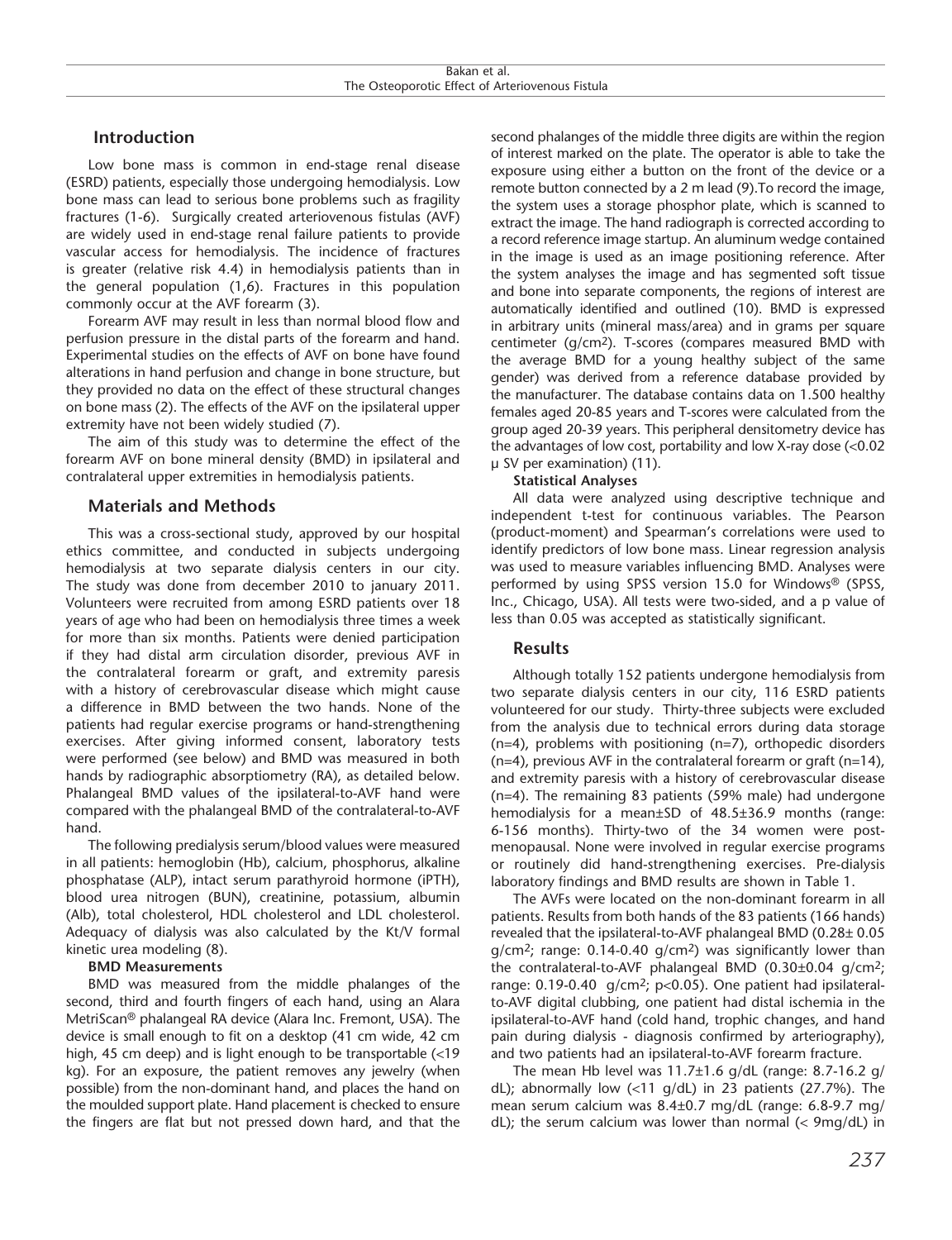## Introduction

Low bone mass is common in end-stage renal disease (ESRD) patients, especially those undergoing hemodialysis. Low bone mass can lead to serious bone problems such as fragility fractures (1-6). Surgically created arteriovenous fistulas (AVF) are widely used in end-stage renal failure patients to provide vascular access for hemodialysis. The incidence of fractures is greater (relative risk 4.4) in hemodialysis patients than in the general population (1,6). Fractures in this population commonly occur at the AVF forearm (3).

Forearm AVF may result in less than normal blood flow and perfusion pressure in the distal parts of the forearm and hand. Experimental studies on the effects of AVF on bone have found alterations in hand perfusion and change in bone structure, but they provided no data on the effect of these structural changes on bone mass (2). The effects of the AVF on the ipsilateral upper extremity have not been widely studied (7).

The aim of this study was to determine the effect of the forearm AVF on bone mineral density (BMD) in ipsilateral and contralateral upper extremities in hemodialysis patients.

## Materials and Methods

This was a cross-sectional study, approved by our hospital ethics committee, and conducted in subjects undergoing hemodialysis at two separate dialysis centers in our city. The study was done from december 2010 to january 2011. Volunteers were recruited from among ESRD patients over 18 years of age who had been on hemodialysis three times a week for more than six months. Patients were denied participation if they had distal arm circulation disorder, previous AVF in the contralateral forearm or graft, and extremity paresis with a history of cerebrovascular disease which might cause a difference in BMD between the two hands. None of the patients had regular exercise programs or hand-strengthening exercises. After giving informed consent, laboratory tests were performed (see below) and BMD was measured in both hands by radiographic absorptiometry (RA), as detailed below. Phalangeal BMD values of the ipsilateral-to-AVF hand were compared with the phalangeal BMD of the contralateral-to-AVF hand.

The following predialysis serum/blood values were measured in all patients: hemoglobin (Hb), calcium, phosphorus, alkaline phosphatase (ALP), intact serum parathyroid hormone (iPTH), blood urea nitrogen (BUN), creatinine, potassium, albumin (Alb), total cholesterol, HDL cholesterol and LDL cholesterol. Adequacy of dialysis was also calculated by the Kt/V formal kinetic urea modeling (8).

**BMD Measurements**

BMD was measured from the middle phalanges of the second, third and fourth fingers of each hand, using an Alara MetriScan® phalangeal RA device (Alara Inc. Fremont, USA). The device is small enough to fit on a desktop (41 cm wide, 42 cm high, 45 cm deep) and is light enough to be transportable (<19 kg). For an exposure, the patient removes any jewelry (when possible) from the non-dominant hand, and places the hand on the moulded support plate. Hand placement is checked to ensure the fingers are flat but not pressed down hard, and that the second phalanges of the middle three digits are within the region of interest marked on the plate. The operator is able to take the exposure using either a button on the front of the device or a remote button connected by a 2 m lead (9).To record the image, the system uses a storage phosphor plate, which is scanned to extract the image. The hand radiograph is corrected according to a record reference image startup. An aluminum wedge contained in the image is used as an image positioning reference. After the system analyses the image and has segmented soft tissue and bone into separate components, the regions of interest are automatically identified and outlined (10). BMD is expressed in arbitrary units (mineral mass/area) and in grams per square centimeter (g/cm$^2$). T-scores (compares measured BMD with the average BMD for a young healthy subject of the same gender) was derived from a reference database provided by the manufacturer. The database contains data on 1.500 healthy females aged 20-85 years and T-scores were calculated from the group aged 20-39 years. This peripheral densitometry device has the advantages of low cost, portability and low X-ray dose (<0.02 μ SV per examination) (11).

**Statistical Analyses**

All data were analyzed using descriptive technique and independent t-test for continuous variables. The Pearson (product-moment) and Spearman's correlations were used to identify predictors of low bone mass. Linear regression analysis was used to measure variables influencing BMD. Analyses were performed by using SPSS version 15.0 for Windows® (SPSS, Inc., Chicago, USA). All tests were two-sided, and a p value of less than 0.05 was accepted as statistically significant.

## Results

Although totally 152 patients undergone hemodialysis from two separate dialysis centers in our city, 116 ESRD patients volunteered for our study. Thirty-three subjects were excluded from the analysis due to technical errors during data storage (n=4), problems with positioning (n=7), orthopedic disorders (n=4), previous AVF in the contralateral forearm or graft (n=14), and extremity paresis with a history of cerebrovascular disease (n=4). The remaining 83 patients (59% male) had undergone hemodialysis for a mean±SD of 48.5±36.9 months (range: 6-156 months). Thirty-two of the 34 women were post-menopausal. None were involved in regular exercise programs or routinely did hand-strengthening exercises. Pre-dialysis laboratory findings and BMD results are shown in Table 1.

The AVFs were located on the non-dominant forearm in all patients. Results from both hands of the 83 patients (166 hands) revealed that the ipsilateral-to-AVF phalangeal BMD (0.28± 0.05 g/cm$^2$; range: 0.14-0.40 g/cm$^2$) was significantly lower than the contralateral-to-AVF phalangeal BMD (0.30±0.04 g/cm$^2$; range: 0.19-0.40 g/cm$^2$; $p<0.05$). One patient had ipsilateral-to-AVF digital clubbing, one patient had distal ischemia in the ipsilateral-to-AVF hand (cold hand, trophic changes, and hand pain during dialysis - diagnosis confirmed by arteriography), and two patients had an ipsilateral-to-AVF forearm fracture.

The mean Hb level was 11.7±1.6 g/dL (range: 8.7-16.2 g/dL); abnormally low (<11 g/dL) in 23 patients (27.7%). The mean serum calcium was 8.4±0.7 mg/dL (range: 6.8-9.7 mg/dL); the serum calcium was lower than normal (< 9mg/dL) in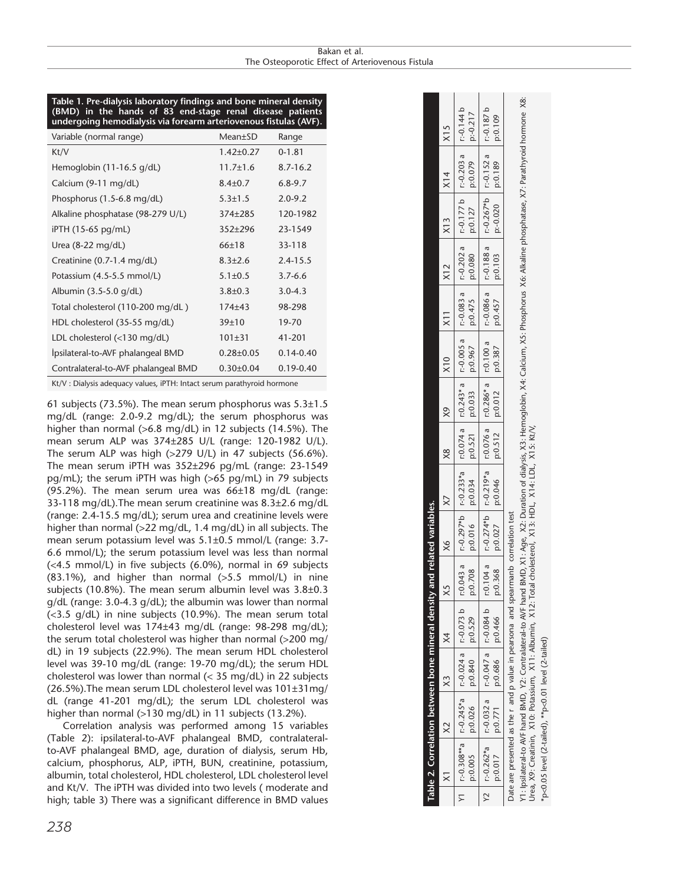**Table 1. Pre-dialysis laboratory findings and bone mineral density (BMD) in the hands of 83 end-stage renal disease patients undergoing hemodialysis via forearm arteriovenous fistulas (AVF).**

| Variable (normal range) | Mean±SD | Range |
|---|---|---|
| Kt/V | 1.42±0.27 | 0-1.81 |
| Hemoglobin (11-16.5 g/dL) | 11.7±1.6 | 8.7-16.2 |
| Calcium (9-11 mg/dL) | 8.4±0.7 | 6.8-9.7 |
| Phosphorus (1.5-6.8 mg/dL) | 5.3±1.5 | 2.0-9.2 |
| Alkaline phosphatase (98-279 U/L) | 374±285 | 120-1982 |
| iPTH (15-65 pg/mL) | 352±296 | 23-1549 |
| Urea (8-22 mg/dL) | 66±18 | 33-118 |
| Creatinine (0.7-1.4 mg/dL) | 8.3±2.6 | 2.4-15.5 |
| Potassium (4.5-5.5 mmol/L) | 5.1±0.5 | 3.7-6.6 |
| Albumin (3.5-5.0 g/dL) | 3.8±0.3 | 3.0-4.3 |
| Total cholesterol (110-200 mg/dL ) | 174±43 | 98-298 |
| HDL cholesterol (35-55 mg/dL) | 39±10 | 19-70 |
| LDL cholesterol (<130 mg/dL) | 101±31 | 41-201 |
| İpsilateral-to-AVF phalangeal BMD | 0.28±0.05 | 0.14-0.40 |
| Contralateral-to-AVF phalangeal BMD | 0.30±0.04 | 0.19-0.40 |

Kt/V : Dialysis adequacy values, iPTH: Intact serum parathyroid hormone

61 subjects (73.5%). The mean serum phosphorus was 5.3±1.5 mg/dL (range: 2.0-9.2 mg/dL); the serum phosphorus was higher than normal (>6.8 mg/dL) in 12 subjects (14.5%). The mean serum ALP was 374±285 U/L (range: 120-1982 U/L). The serum ALP was high (>279 U/L) in 47 subjects (56.6%). The mean serum iPTH was 352±296 pg/mL (range: 23-1549 pg/mL); the serum iPTH was high (>65 pg/mL) in 79 subjects (95.2%). The mean serum urea was 66±18 mg/dL (range: 33-118 mg/dL).The mean serum creatinine was 8.3±2.6 mg/dL (range: 2.4-15.5 mg/dL); serum urea and creatinine levels were higher than normal (>22 mg/dL, 1.4 mg/dL) in all subjects. The mean serum potassium level was 5.1±0.5 mmol/L (range: 3.7-6.6 mmol/L); the serum potassium level was less than normal (<4.5 mmol/L) in five subjects (6.0%), normal in 69 subjects (83.1%), and higher than normal (>5.5 mmol/L) in nine subjects (10.8%). The mean serum albumin level was 3.8±0.3 g/dL (range: 3.0-4.3 g/dL); the albumin was lower than normal (<3.5 g/dL) in nine subjects (10.9%). The mean serum total cholesterol level was 174±43 mg/dL (range: 98-298 mg/dL); the serum total cholesterol was higher than normal (>200 mg/dL) in 19 subjects (22.9%). The mean serum HDL cholesterol level was 39-10 mg/dL (range: 19-70 mg/dL); the serum HDL cholesterol was lower than normal (< 35 mg/dL) in 22 subjects (26.5%).The mean serum LDL cholesterol level was 101±31mg/dL (range 41-201 mg/dL); the serum LDL cholesterol was higher than normal (>130 mg/dL) in 11 subjects (13.2%).

Correlation analysis was performed among 15 variables (Table 2): ipsilateral-to-AVF phalangeal BMD, contralateral-to-AVF phalangeal BMD, age, duration of dialysis, serum Hb, calcium, phosphorus, ALP, iPTH, BUN, creatinine, potassium, albumin, total cholesterol, HDL cholesterol, LDL cholesterol level and Kt/V. The iPTH was divided into two levels ( moderate and high; table 3) There was a significant difference in BMD values

**Table 2. Correlation between bone mineral density and related variables.**

| | X1 | X2 | X3 | X4 | X5 | X6 | X7 | X8 | X9 | X10 | X11 | X12 | X13 | X14 | X15 |
|---|---|---|---|---|---|---|---|---|---|---|---|---|---|---|---|
| Y1 | r:-0.308**a p:0.005 | r:-0.245*a p:0.026 | r:-0.024 a p:0.840 | r:-0.073 b p:0.529 | r:0.043 a p:0.708 | r:-0.297*b p:0.016 | r:-0.233*a p:0.034 | r:0.074 a p:0.521 | r:0.243* a p:0.033 | r:-0.005 a p:0.967 | r:-0.083 a p:0.475 | r:-0.202 a p:0.080 | r:-0.177 b p:0.127 | r:-0.203 a p:0.079 | r:-0.144 b p:-0.217 |
| Y2 | r:-0.262*a p:0.017 | r:-0.032 a p:0.771 | r:-0.047 a p:0.686 | r:-0.084 b p:0.466 | r:0.104 a p:0.368 | r:-0.274*b p:0.027 | r:-0.219*a p:0.046 | r:0.076 a p:0.512 | r:0.286* a p:0.012 | r:0.100 a p:0.387 | r:-0.086 a p:0.457 | r:-0.188 a p:0.103 | r:-0.267*b p:-0.020 | r:-0.152 a p:0.189 | r:-0.187 b p:0.109 |

Date are presented as the r and p value in pearsona and spearmanb correlation test

Y1: Ipsilateral-to AVF hand BMD, Y2: Contralateral-to AVF hand BMD, X1: Age, X2: Duration of dialysis, X3: Hemoglobin, X4: Calcium, X5: Phosphorus X6: Alkaline phosphatase, X7: Parathyroid hormone X8: Urea, X9: Creatinin, X10: Potassium, X11: Albumin, X12: Total cholesterol, X13: HDL, X14: LDL, X15: Kt/V,

*p<0.05 level (2-tailed), **p<0.01 level (2-tailed)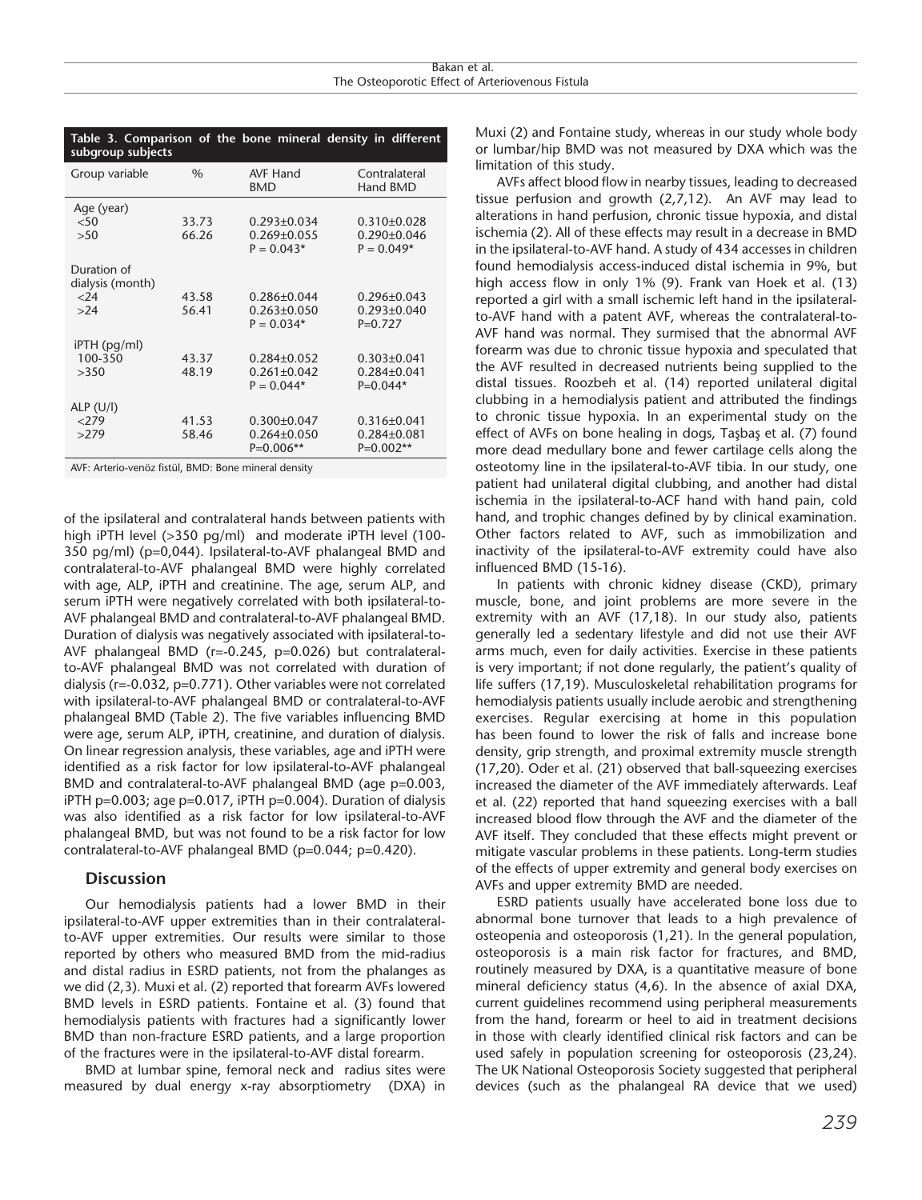**Table 3. Comparison of the bone mineral density in different subgroup subjects**

| Group variable | % | AVF Hand BMD | Contralateral Hand BMD |
|---|---|---|---|
| Age (year) | | | |
| <50 | 33.73 | 0.293±0.034 | 0.310±0.028 |
| >50 | 66.26 | 0.269±0.055 | 0.290±0.046 |
| | | P = 0.043* | P = 0.049* |
| Duration of dialysis (month) | | | |
| <24 | 43.58 | 0.286±0.044 | 0.296±0.043 |
| >24 | 56.41 | 0.263±0.050 | 0.293±0.040 |
| | | P = 0.034* | P=0.727 |
| iPTH (pg/ml) | | | |
| 100-350 | 43.37 | 0.284±0.052 | 0.303±0.041 |
| >350 | 48.19 | 0.261±0.042 | 0.284±0.041 |
| | | P = 0.044* | P=0.044* |
| ALP (U/l) | | | |
| <279 | 41.53 | 0.300±0.047 | 0.316±0.041 |
| >279 | 58.46 | 0.264±0.050 | 0.284±0.081 |
| | | P=0.006** | P=0.002** |

AVF: Arterio-venöz fistül, BMD: Bone mineral density

of the ipsilateral and contralateral hands between patients with high iPTH level (>350 pg/ml) and moderate iPTH level (100-350 pg/ml) (p=0,044). Ipsilateral-to-AVF phalangeal BMD and contralateral-to-AVF phalangeal BMD were highly correlated with age, ALP, iPTH and creatinine. The age, serum ALP, and serum iPTH were negatively correlated with both ipsilateral-to-AVF phalangeal BMD and contralateral-to-AVF phalangeal BMD. Duration of dialysis was negatively associated with ipsilateral-to-AVF phalangeal BMD (r=-0.245, p=0.026) but contralateral-to-AVF phalangeal BMD was not correlated with duration of dialysis (r=-0.032, p=0.771). Other variables were not correlated with ipsilateral-to-AVF phalangeal BMD or contralateral-to-AVF phalangeal BMD (Table 2). The five variables influencing BMD were age, serum ALP, iPTH, creatinine, and duration of dialysis. On linear regression analysis, these variables, age and iPTH were identified as a risk factor for low ipsilateral-to-AVF phalangeal BMD and contralateral-to-AVF phalangeal BMD (age p=0.003, iPTH p=0.003; age p=0.017, iPTH p=0.004). Duration of dialysis was also identified as a risk factor for low ipsilateral-to-AVF phalangeal BMD, but was not found to be a risk factor for low contralateral-to-AVF phalangeal BMD (p=0.044; p=0.420).

## Discussion

Our hemodialysis patients had a lower BMD in their ipsilateral-to-AVF upper extremities than in their contralateral-to-AVF upper extremities. Our results were similar to those reported by others who measured BMD from the mid-radius and distal radius in ESRD patients, not from the phalanges as we did (2,3). Muxi et al. (2) reported that forearm AVFs lowered BMD levels in ESRD patients. Fontaine et al. (3) found that hemodialysis patients with fractures had a significantly lower BMD than non-fracture ESRD patients, and a large proportion of the fractures were in the ipsilateral-to-AVF distal forearm.

BMD at lumbar spine, femoral neck and radius sites were measured by dual energy x-ray absorptiometry (DXA) in Muxi (2) and Fontaine study, whereas in our study whole body or lumbar/hip BMD was not measured by DXA which was the limitation of this study.

AVFs affect blood flow in nearby tissues, leading to decreased tissue perfusion and growth (2,7,12). An AVF may lead to alterations in hand perfusion, chronic tissue hypoxia, and distal ischemia (2). All of these effects may result in a decrease in BMD in the ipsilateral-to-AVF hand. A study of 434 accesses in children found hemodialysis access-induced distal ischemia in 9%, but high access flow in only 1% (9). Frank van Hoek et al. (13) reported a girl with a small ischemic left hand in the ipsilateral-to-AVF hand with a patent AVF, whereas the contralateral-to-AVF hand was normal. They surmised that the abnormal AVF forearm was due to chronic tissue hypoxia and speculated that the AVF resulted in decreased nutrients being supplied to the distal tissues. Roozbeh et al. (14) reported unilateral digital clubbing in a hemodialysis patient and attributed the findings to chronic tissue hypoxia. In an experimental study on the effect of AVFs on bone healing in dogs, Taşbaş et al. (7) found more dead medullary bone and fewer cartilage cells along the osteotomy line in the ipsilateral-to-AVF tibia. In our study, one patient had unilateral digital clubbing, and another had distal ischemia in the ipsilateral-to-ACF hand with hand pain, cold hand, and trophic changes defined by by clinical examination. Other factors related to AVF, such as immobilization and inactivity of the ipsilateral-to-AVF extremity could have also influenced BMD (15-16).

In patients with chronic kidney disease (CKD), primary muscle, bone, and joint problems are more severe in the extremity with an AVF (17,18). In our study also, patients generally led a sedentary lifestyle and did not use their AVF arms much, even for daily activities. Exercise in these patients is very important; if not done regularly, the patient's quality of life suffers (17,19). Musculoskeletal rehabilitation programs for hemodialysis patients usually include aerobic and strengthening exercises. Regular exercising at home in this population has been found to lower the risk of falls and increase bone density, grip strength, and proximal extremity muscle strength (17,20). Oder et al. (21) observed that ball-squeezing exercises increased the diameter of the AVF immediately afterwards. Leaf et al. (22) reported that hand squeezing exercises with a ball increased blood flow through the AVF and the diameter of the AVF itself. They concluded that these effects might prevent or mitigate vascular problems in these patients. Long-term studies of the effects of upper extremity and general body exercises on AVFs and upper extremity BMD are needed.

ESRD patients usually have accelerated bone loss due to abnormal bone turnover that leads to a high prevalence of osteopenia and osteoporosis (1,21). In the general population, osteoporosis is a main risk factor for fractures, and BMD, routinely measured by DXA, is a quantitative measure of bone mineral deficiency status (4,6). In the absence of axial DXA, current guidelines recommend using peripheral measurements from the hand, forearm or heel to aid in treatment decisions in those with clearly identified clinical risk factors and can be used safely in population screening for osteoporosis (23,24). The UK National Osteoporosis Society suggested that peripheral devices (such as the phalangeal RA device that we used)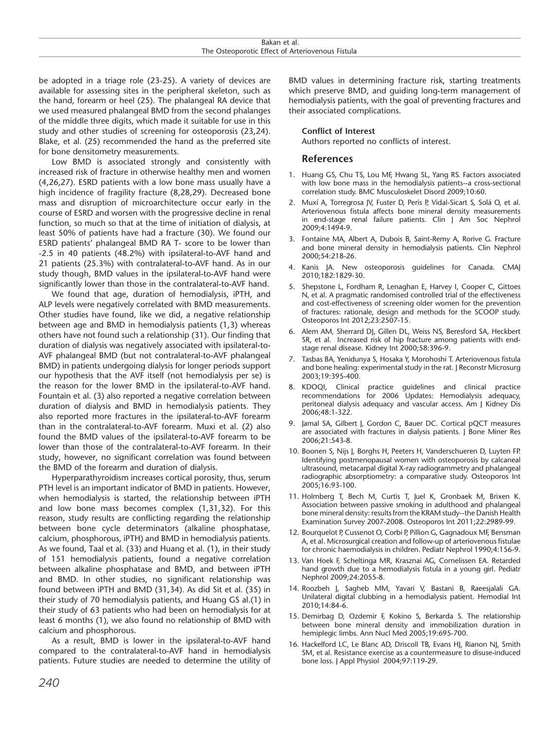be adopted in a triage role (23-25). A variety of devices are available for assessing sites in the peripheral skeleton, such as the hand, forearm or heel (25). The phalangeal RA device that we used measured phalangeal BMD from the second phalanges of the middle three digits, which made it suitable for use in this study and other studies of screening for osteoporosis (23,24). Blake, et al. (25) recommended the hand as the preferred site for bone densitometry measurements.

Low BMD is associated strongly and consistently with increased risk of fracture in otherwise healthy men and women (4,26,27). ESRD patients with a low bone mass usually have a high incidence of fragility fracture (8,28,29). Decreased bone mass and disruption of microarchitecture occur early in the course of ESRD and worsen with the progressive decline in renal function, so much so that at the time of initiation of dialysis, at least 50% of patients have had a fracture (30). We found our ESRD patients' phalangeal BMD RA T- score to be lower than -2.5 in 40 patients (48.2%) with ipsilateral-to-AVF hand and 21 patients (25.3%) with contralateral-to-AVF hand. As in our study though, BMD values in the ipsilateral-to-AVF hand were significantly lower than those in the contralateral-to-AVF hand.

We found that age, duration of hemodialysis, iPTH, and ALP levels were negatively correlated with BMD measurements. Other studies have found, like we did, a negative relationship between age and BMD in hemodialysis patients (1,3) whereas others have not found such a relationship (31). Our finding that duration of dialysis was negatively associated with ipsilateral-to-AVF phalangeal BMD (but not contralateral-to-AVF phalangeal BMD) in patients undergoing dialysis for longer periods support our hypothesis that the AVF itself (not hemodialysis per se) is the reason for the lower BMD in the ipsilateral-to-AVF hand. Fountain et al. (3) also reported a negative correlation between duration of dialysis and BMD in hemodialysis patients. They also reported more fractures in the ipsilateral-to-AVF forearm than in the contralateral-to-AVF forearm. Muxi et al. (2) also found the BMD values of the ipsilateral-to-AVF forearm to be lower than those of the contralateral-to-AVF forearm. In their study, however, no significant correlation was found between the BMD of the forearm and duration of dialysis.

Hyperparathyroidism increases cortical porosity, thus, serum PTH level is an important indicator of BMD in patients. However, when hemodialysis is started, the relationship between iPTH and low bone mass becomes complex (1,31,32). For this reason, study results are conflicting regarding the relationship between bone cycle determinators (alkaline phosphatase, calcium, phosphorous, iPTH) and BMD in hemodialysis patients. As we found, Taal et al. (33) and Huang et al. (1), in their study of 151 hemodialysis patients, found a negative correlation between alkaline phosphatase and BMD, and between iPTH and BMD. In other studies, no significant relationship was found between iPTH and BMD (31,34). As did Sit et al. (35) in their study of 70 hemodialysis patients, and Huang GS al.(1) in their study of 63 patients who had been on hemodialysis for at least 6 months (1), we also found no relationship of BMD with calcium and phosphorous.

As a result, BMD is lower in the ipsilateral-to-AVF hand compared to the contralateral-to-AVF hand in hemodialysis patients. Future studies are needed to determine the utility of BMD values in determining fracture risk, starting treatments which preserve BMD, and guiding long-term management of hemodialysis patients, with the goal of preventing fractures and their associated complications.

**Conflict of Interest**

Authors reported no conflicts of interest.

## References

1. Huang GS, Chu TS, Lou MF, Hwang SL, Yang RS. Factors associated with low bone mass in the hemodialysis patients--a cross-sectional correlation study. BMC Musculoskelet Disord 2009;10:60.
2. Muxí A, Torregrosa JV, Fuster D, Peris P, Vidal-Sicart S, Solá O, et al. Arteriovenous fistula affects bone mineral density measurements in end-stage renal failure patients. Clin J Am Soc Nephrol 2009;4:1494-9.
3. Fontaine MA, Albert A, Dubois B, Saint-Remy A, Rorive G. Fracture and bone mineral density in hemodialysis patients. Clin Nephrol 2000;54:218-26.
4. Kanis JA. New osteoporosis guidelines for Canada. CMAJ 2010;182:1829-30.
5. Shepstone L, Fordham R, Lenaghan E, Harvey I, Cooper C, Gittoes N, et al. A pragmatic randomised controlled trial of the effectiveness and cost-effectiveness of screening older women for the prevention of fractures: rationale, design and methods for the SCOOP study. Osteoporos Int 2012;23:2507-15.
6. Alem AM, Sherrard DJ, Gillen DL, Weiss NS, Beresford SA, Heckbert SR, et al. Increased risk of hip fracture among patients with end-stage renal disease. Kidney Int 2000;58:396-9.
7. Tasbas BA, Yenidunya S, Hosaka Y, Morohoshi T. Arteriovenous fistula and bone healing: experimental study in the rat. J Reconstr Microsurg 2003;19:395-400.
8. KDOQI, Clinical practice guidelines and clinical practice recommendations for 2006 Updates: Hemodialysis adequacy, peritoneal dialysis adequacy and vascular access. Am J Kidney Dis 2006;48:1-322.
9. Jamal SA, Gilbert J, Gordon C, Bauer DC. Cortical pQCT measures are associated with fractures in dialysis patients. J Bone Miner Res 2006;21:543-8.
10. Boonen S, Nijs J, Borghs H, Peeters H, Vanderschueren D, Luyten FP. Identifying postmenopausal women with osteoporosis by calcaneal ultrasound, metacarpal digital X-ray radiogrammetry and phalangeal radiographic absorptiometry: a comparative study. Osteoporos Int 2005;16:93-100.
11. Holmberg T, Bech M, Curtis T, Juel K, Gronbaek M, Brixen K. Association between passive smoking in adulthood and phalangeal bone mineral density: results from the KRAM study--the Danish Health Examination Survey 2007-2008. Osteoporos Int 2011;22:2989-99.
12. Bourquelot P, Cussenot O, Corbi P, Pillion G, Gagnadoux MF, Bensman A, et al. Microsurgical creation and follow-up of arteriovenous fistulae for chronic haemodialysis in children. Pediatr Nephrol 1990;4:156-9.
13. Van Hoek F, Scheltinga MR, Kraszna AG, Cornelissen EA. Retarded hand growth due to a hemodialysis fistula in a young girl. Pediatr Nephrol 2009;24:2055-8.
14. Roozbeh J, Sagheb MM, Yavari V, Bastani B, Raeesjalali GA. Unilateral digital clubbing in a hemodialysis patient. Hemodial Int 2010;14:84-6.
15. Demirbag D, Ozdemir F, Kokino S, Berkarda S. The relationship between bone mineral density and immobilization duration in hemiplegic limbs. Ann Nucl Med 2005;19:695-700.
16. Hackelford LC, Le Blanc AD, Driscoll TB, Evans HJ, Rianon NJ, Smith SM, et al. Resistance exercise as a countermeasure to disuse-induced bone loss. J Appl Physiol 2004;97:119-29.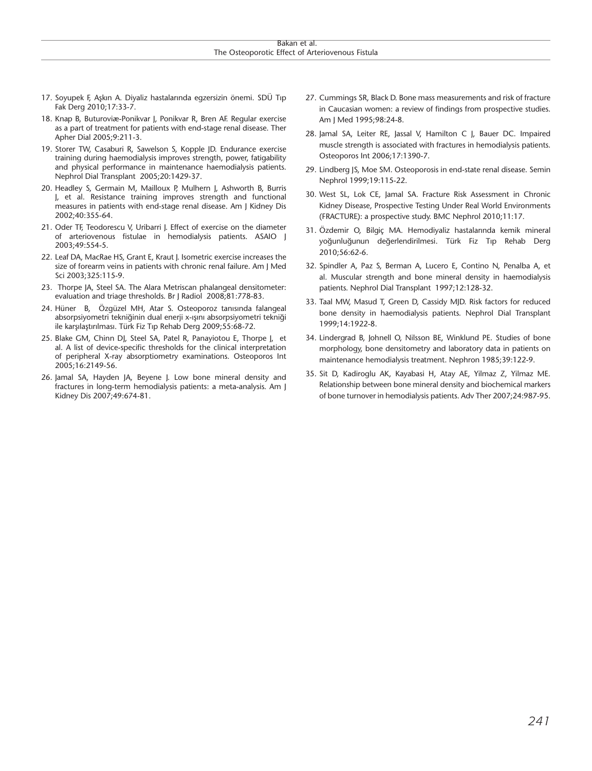17. Soyupek F, Aşkın A. Diyaliz hastalarında egzersizin önemi. SDÜ Tıp Fak Derg 2010;17:33-7.
18. Knap B, Buturoviæ-Ponikvar J, Ponikvar R, Bren AF. Regular exercise as a part of treatment for patients with end-stage renal disease. Ther Apher Dial 2005;9:211-3.
19. Storer TW, Casaburi R, Sawelson S, Kopple JD. Endurance exercise training during haemodialysis improves strength, power, fatigability and physical performance in maintenance haemodialysis patients. Nephrol Dial Transplant 2005;20:1429-37.
20. Headley S, Germain M, Mailloux P, Mulhern J, Ashworth B, Burris J, et al. Resistance training improves strength and functional measures in patients with end-stage renal disease. Am J Kidney Dis 2002;40:355-64.
21. Oder TF, Teodorescu V, Uribarri J. Effect of exercise on the diameter of arteriovenous fistulae in hemodialysis patients. ASAIO J 2003;49:554-5.
22. Leaf DA, MacRae HS, Grant E, Kraut J. Isometric exercise increases the size of forearm veins in patients with chronic renal failure. Am J Med Sci 2003;325:115-9.
23. Thorpe JA, Steel SA. The Alara Metriscan phalangeal densitometer: evaluation and triage thresholds. Br J Radiol 2008;81:778-83.
24. Hüner B, Özgüzel MH, Atar S. Osteoporoz tanısında falangeal absorpsiyometri tekniğinin dual enerji x-ışını absorpsiyometri tekniği ile karşılaştırılması. Türk Fiz Tıp Rehab Derg 2009;55:68-72.
25. Blake GM, Chinn DJ, Steel SA, Patel R, Panayiotou E, Thorpe J, et al. A list of device-specific thresholds for the clinical interpretation of peripheral X-ray absorptiometry examinations. Osteoporos Int 2005;16:2149-56.
26. Jamal SA, Hayden JA, Beyene J. Low bone mineral density and fractures in long-term hemodialysis patients: a meta-analysis. Am J Kidney Dis 2007;49:674-81.
27. Cummings SR, Black D. Bone mass measurements and risk of fracture in Caucasian women: a review of findings from prospective studies. Am J Med 1995;98:24-8.
28. Jamal SA, Leiter RE, Jassal V, Hamilton C J, Bauer DC. Impaired muscle strength is associated with fractures in hemodialysis patients. Osteoporos Int 2006;17:1390-7.
29. Lindberg JS, Moe SM. Osteoporosis in end-state renal disease. Semin Nephrol 1999;19:115-22.
30. West SL, Lok CE, Jamal SA. Fracture Risk Assessment in Chronic Kidney Disease, Prospective Testing Under Real World Environments (FRACTURE): a prospective study. BMC Nephrol 2010;11:17.
31. Özdemir O, Bilgiç MA. Hemodiyaliz hastalarında kemik mineral yoğunluğunun değerlendirilmesi. Türk Fiz Tıp Rehab Derg 2010;56:62-6.
32. Spindler A, Paz S, Berman A, Lucero E, Contino N, Penalba A, et al. Muscular strength and bone mineral density in haemodialysis patients. Nephrol Dial Transplant 1997;12:128-32.
33. Taal MW, Masud T, Green D, Cassidy MJD. Risk factors for reduced bone density in haemodialysis patients. Nephrol Dial Transplant 1999;14:1922-8.
34. Lindergrad B, Johnell O, Nilsson BE, Winklund PE. Studies of bone morphology, bone densitometry and laboratory data in patients on maintenance hemodialysis treatment. Nephron 1985;39:122-9.
35. Sit D, Kadiroglu AK, Kayabasi H, Atay AE, Yilmaz Z, Yilmaz ME. Relationship between bone mineral density and biochemical markers of bone turnover in hemodialysis patients. Adv Ther 2007;24:987-95.